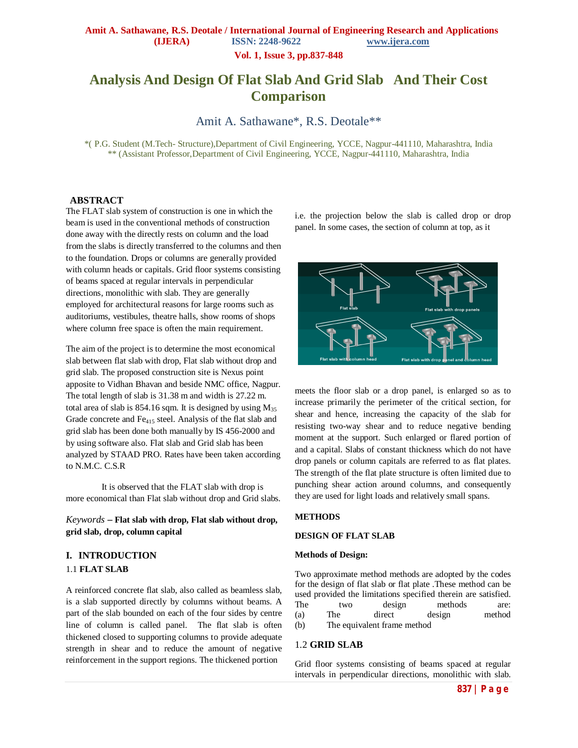# Analysis And Design Of Flat Slab And Grid Slab And Their Cost Comparison

Amit A. Sathawane*, R.S. Deotale**

*( P.G. Student (M.Tech- Structure),Department of Civil Engineering, YCCE, Nagpur-441110, Maharashtra, India
** (Assistant Professor,Department of Civil Engineering, YCCE, Nagpur-441110, Maharashtra, India

## ABSTRACT

The FLAT slab system of construction is one in which the beam is used in the conventional methods of construction done away with the directly rests on column and the load from the slabs is directly transferred to the columns and then to the foundation. Drops or columns are generally provided with column heads or capitals. Grid floor systems consisting of beams spaced at regular intervals in perpendicular directions, monolithic with slab. They are generally employed for architectural reasons for large rooms such as auditoriums, vestibules, theatre halls, show rooms of shops where column free space is often the main requirement.

The aim of the project is to determine the most economical slab between flat slab with drop, Flat slab without drop and grid slab. The proposed construction site is Nexus point apposite to Vidhan Bhavan and beside NMC office, Nagpur. The total length of slab is 31.38 m and width is 27.22 m. total area of slab is 854.16 sqm. It is designed by using $M_{35}$ Grade concrete and $Fe_{415}$ steel. Analysis of the flat slab and grid slab has been done both manually by IS 456-2000 and by using software also. Flat slab and Grid slab has been analyzed by STAAD PRO. Rates have been taken according to N.M.C. C.S.R

It is observed that the FLAT slab with drop is more economical than Flat slab without drop and Grid slabs.

*Keywords* **– Flat slab with drop, Flat slab without drop, grid slab, drop, column capital**

## I. INTRODUCTION

### 1.1 FLAT SLAB

A reinforced concrete flat slab, also called as beamless slab, is a slab supported directly by columns without beams. A part of the slab bounded on each of the four sides by centre line of column is called panel. The flat slab is often thickened closed to supporting columns to provide adequate strength in shear and to reduce the amount of negative reinforcement in the support regions. The thickened portion i.e. the projection below the slab is called drop or drop panel. In some cases, the section of column at top, as it meets the floor slab or a drop panel, is enlarged so as to increase primarily the perimeter of the critical section, for shear and hence, increasing the capacity of the slab for resisting two-way shear and to reduce negative bending moment at the support. Such enlarged or flared portion of and a capital. Slabs of constant thickness which do not have drop panels or column capitals are referred to as flat plates. The strength of the flat plate structure is often limited due to punching shear action around columns, and consequently they are used for light loads and relatively small spans.

**METHODS**

**DESIGN OF FLAT SLAB**

**Methods of Design:**

Two approximate method methods are adopted by the codes for the design of flat slab or flat plate .These method can be used provided the limitations specified therein are satisfied. The two design methods are:

(a) The direct design method
(b) The equivalent frame method

### 1.2 GRID SLAB

Grid floor systems consisting of beams spaced at regular intervals in perpendicular directions, monolithic with slab.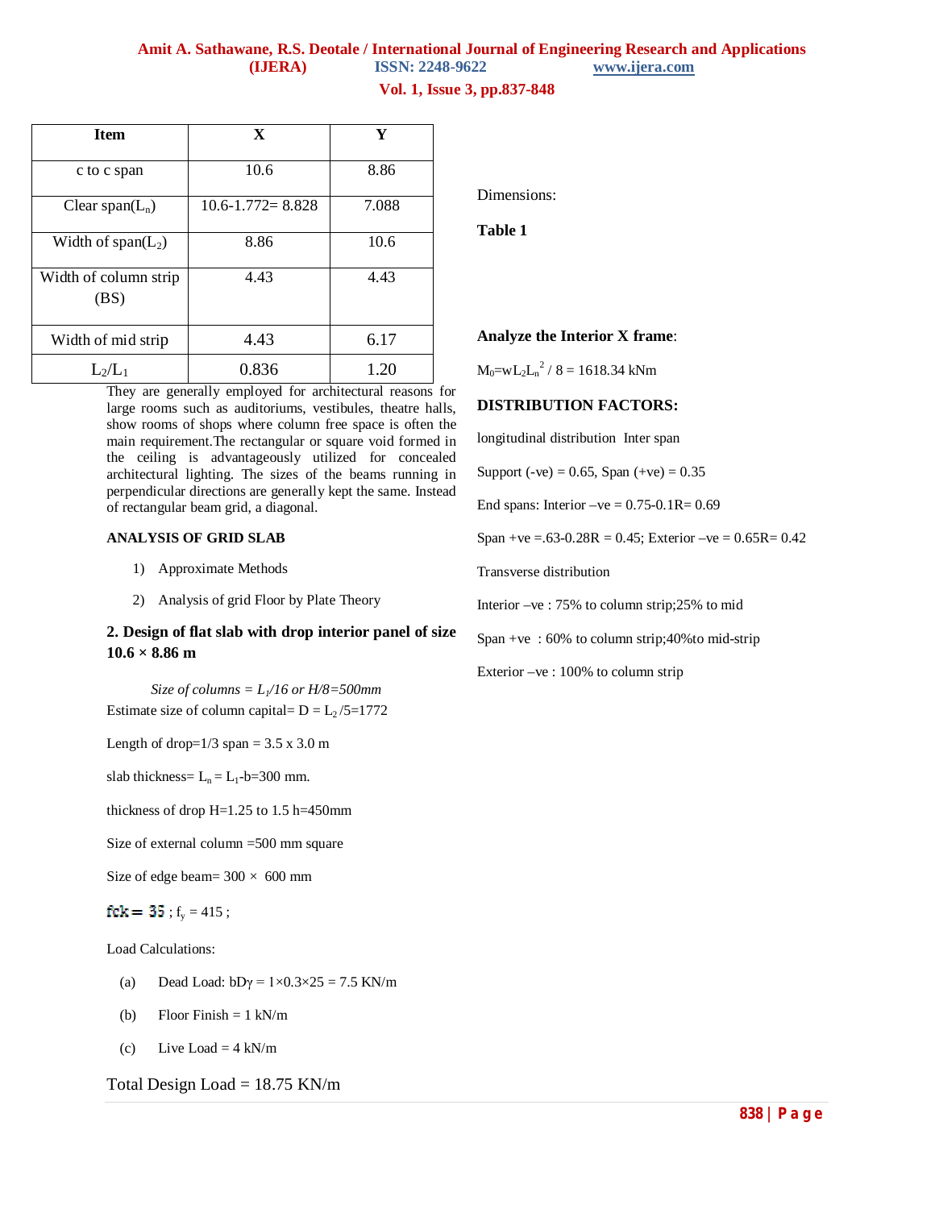| Item | X | Y |
|---|---|---|
| c to c span | 10.6 | 8.86 |
| Clear span($L_n$) | 10.6-1.772= 8.828 | 7.088 |
| Width of span($L_2$) | 8.86 | 10.6 |
| Width of column strip (BS) | 4.43 | 4.43 |
| Width of mid strip | 4.43 | 6.17 |
| $L_2/L_1$ | 0.836 | 1.20 |

They are generally employed for architectural reasons for large rooms such as auditoriums, vestibules, theatre halls, show rooms of shops where column free space is often the main requirement.The rectangular or square void formed in the ceiling is advantageously utilized for concealed architectural lighting. The sizes of the beams running in perpendicular directions are generally kept the same. Instead of rectangular beam grid, a diagonal.

**ANALYSIS OF GRID SLAB**

1) Approximate Methods
2) Analysis of grid Floor by Plate Theory

## 2. Design of flat slab with drop interior panel of size 10.6 × 8.86 m

*Size of columns = $L_1/16$ or $H/8$=500mm*

Estimate size of column capital= D = $L_2/5$=1772

Length of drop=1/3 span = 3.5 x 3.0 m

slab thickness= $L_n = L_1$-b=300 mm.

thickness of drop H=1.25 to 1.5 h=450mm

Size of external column =500 mm square

Size of edge beam= 300 × 600 mm

fck = 35 ; $f_y$ = 415 ;

Load Calculations:

(a) Dead Load: bDγ = 1×0.3×25 = 7.5 KN/m

(b) Floor Finish = 1 kN/m

(c) Live Load = 4 kN/m

Total Design Load = 18.75 KN/m

Dimensions:

**Table 1**

**Analyze the Interior X frame**:

$M_0=wL_2L_n^2 / 8$ = 1618.34 kNm

**DISTRIBUTION FACTORS:**

longitudinal distribution Inter span

Support (-ve) = 0.65, Span (+ve) = 0.35

End spans: Interior –ve = 0.75-0.1R= 0.69

Span +ve =.63-0.28R = 0.45; Exterior –ve = 0.65R= 0.42

Transverse distribution

Interior –ve : 75% to column strip;25% to mid

Span +ve : 60% to column strip;40%to mid-strip

Exterior –ve : 100% to column strip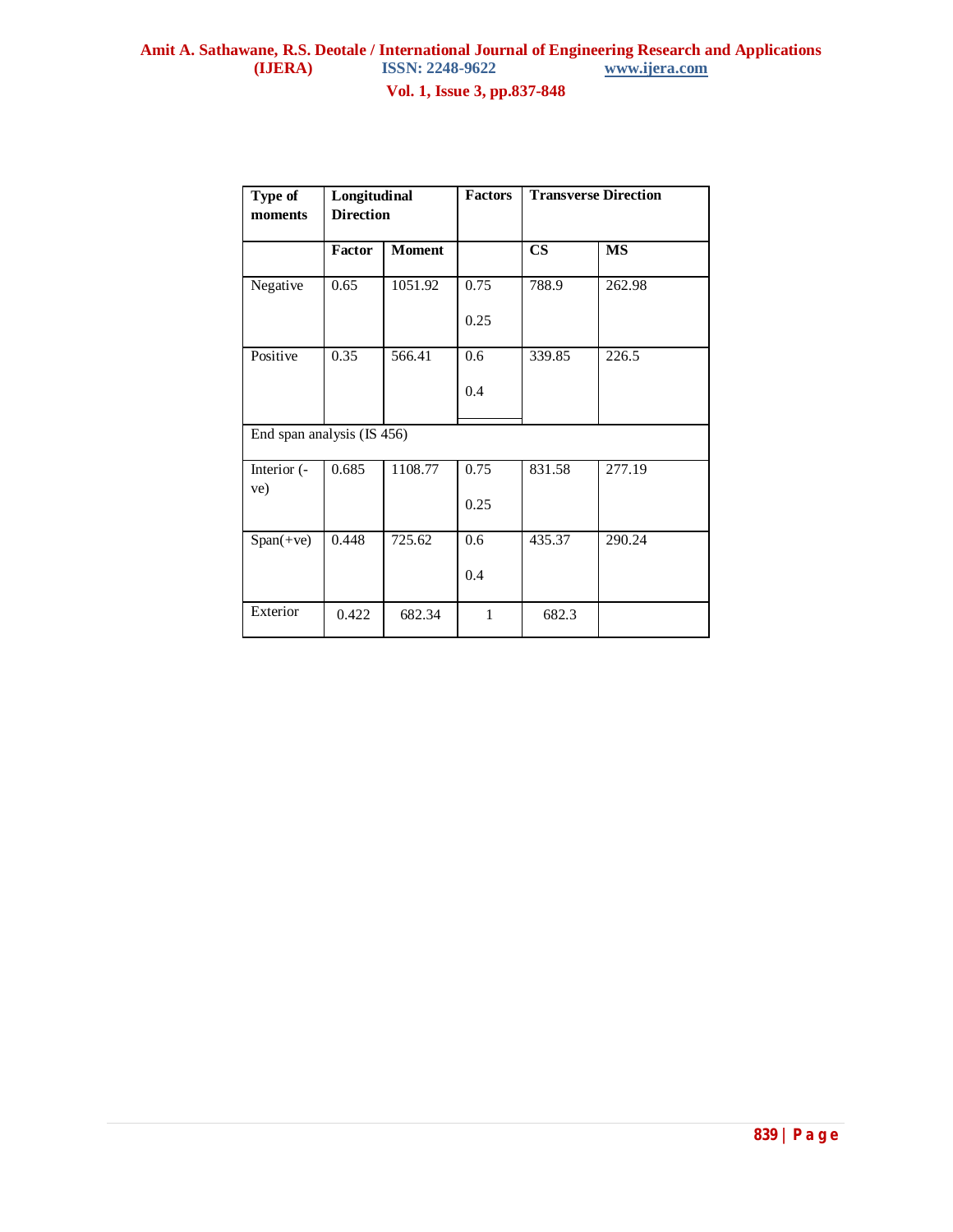| Type of moments | Longitudinal Direction | | Factors | Transverse Direction | |
|---|---|---|---|---|---|
| | Factor | Moment | | CS | MS |
| Negative | 0.65 | 1051.92 | 0.75<br>0.25 | 788.9 | 262.98 |
| Positive | 0.35 | 566.41 | 0.6<br>0.4 | 339.85 | 226.5 |
| End span analysis (IS 456) | | | | | |
| Interior (-ve) | 0.685 | 1108.77 | 0.75<br>0.25 | 831.58 | 277.19 |
| Span(+ve) | 0.448 | 725.62 | 0.6<br>0.4 | 435.37 | 290.24 |
| Exterior | 0.422 | 682.34 | 1 | 682.3 | |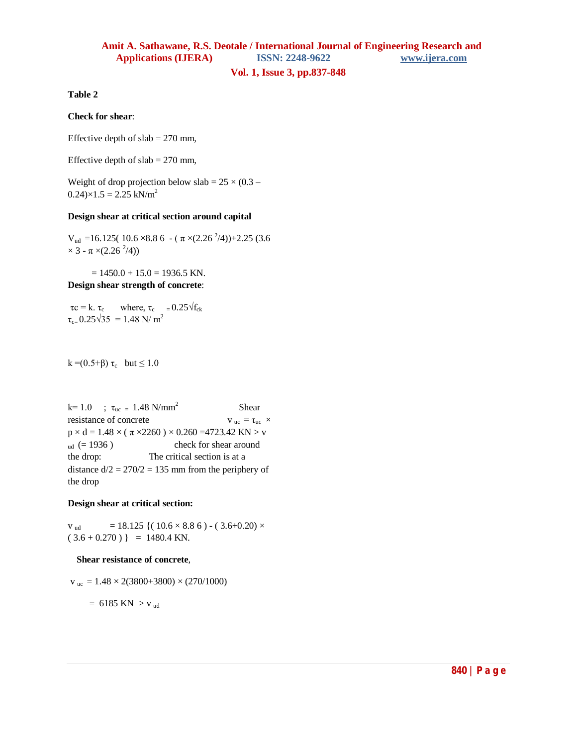**Table 2**

**Check for shear**:

Effective depth of slab = 270 mm,

Effective depth of slab = 270 mm,

Weight of drop projection below slab = 25 × (0.3 – 0.24)×1.5 = 2.25 kN/$m^2$

**Design shear at critical section around capital**

$V_{ud}$ =16.125( 10.6 ×8.8 6 - ( π ×(2.26 $^2$/4))+2.25 (3.6 × 3 - π ×(2.26 $^2$/4))

= 1450.0 + 15.0 = 1936.5 KN.

**Design shear strength of concrete**:

$\tau c = k.\ \tau_c$ where, $\tau_c = 0.25\sqrt{f_{ck}}$

$\tau_c = 0.25\sqrt{35} = 1.48$ N/ $m^2$

k =(0.5+β) $\tau_c$ but ≤ 1.0

k= 1.0 ; $\tau_{uc}$ = 1.48 N/$mm^2$ Shear resistance of concrete $v_{uc} = \tau_{uc}$ × p × d = 1.48 × ( π ×2260 ) × 0.260 =4723.42 KN > $v_{ud}$ (= 1936 ) check for shear around the drop: The critical section is at a distance d/2 = 270/2 = 135 mm from the periphery of the drop

**Design shear at critical section:**

$v_{ud}$ = 18.125 {( 10.6 × 8.8 6 ) - ( 3.6+0.20) × ( 3.6 + 0.270 ) } = 1480.4 KN.

**Shear resistance of concrete**,

$v_{uc}$ = 1.48 × 2(3800+3800) × (270/1000)

= 6185 KN > $v_{ud}$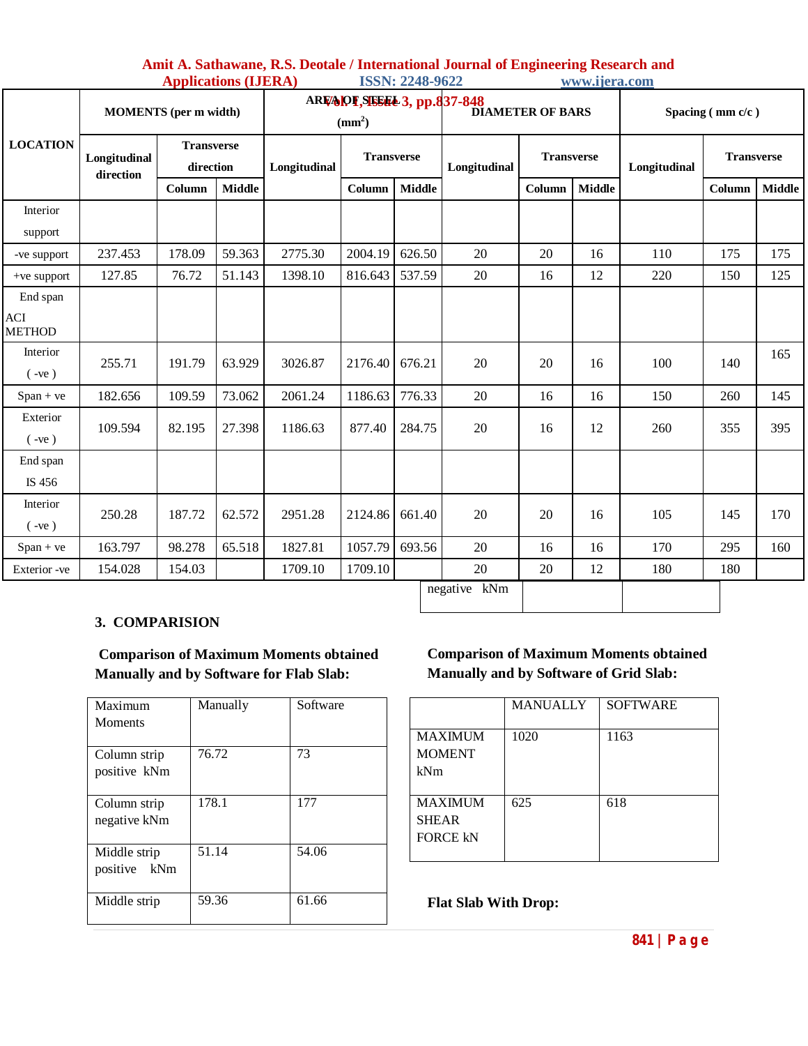| LOCATION | MOMENTS (per m width) | | | AREA OF STEEL ($mm^2$) | | | DIAMETER OF BARS | | | Spacing ( mm c/c ) | | |
|---|---|---|---|---|---|---|---|---|---|---|---|---|
| | Longitudinal direction | Transverse direction | | Longitudinal | Transverse | | Longitudinal | Transverse | | Longitudinal | Transverse | |
| | | Column | Middle | | Column | Middle | | Column | Middle | | Column | Middle |
| Interior support | | | | | | | | | | | | |
| -ve support | 237.453 | 178.09 | 59.363 | 2775.30 | 2004.19 | 626.50 | 20 | 20 | 16 | 110 | 175 | 175 |
| +ve support | 127.85 | 76.72 | 51.143 | 1398.10 | 816.643 | 537.59 | 20 | 16 | 12 | 220 | 150 | 125 |
| End span ACI METHOD | | | | | | | | | | | | |
| Interior ( -ve ) | 255.71 | 191.79 | 63.929 | 3026.87 | 2176.40 | 676.21 | 20 | 20 | 16 | 100 | 140 | 165 |
| Span + ve | 182.656 | 109.59 | 73.062 | 2061.24 | 1186.63 | 776.33 | 20 | 16 | 16 | 150 | 260 | 145 |
| Exterior ( -ve ) | 109.594 | 82.195 | 27.398 | 1186.63 | 877.40 | 284.75 | 20 | 16 | 12 | 260 | 355 | 395 |
| End span IS 456 | | | | | | | | | | | | |
| Interior ( -ve ) | 250.28 | 187.72 | 62.572 | 2951.28 | 2124.86 | 661.40 | 20 | 20 | 16 | 105 | 145 | 170 |
| Span + ve | 163.797 | 98.278 | 65.518 | 1827.81 | 1057.79 | 693.56 | 20 | 16 | 16 | 170 | 295 | 160 |
| Exterior -ve | 154.028 | 154.03 | | 1709.10 | 1709.10 | | 20 | 20 | 12 | 180 | 180 | |

## 3. COMPARISION

**Comparison of Maximum Moments obtained Manually and by Software for Flab Slab:**

| Maximum Moments | Manually | Software |
|---|---|---|
| Column strip positive kNm | 76.72 | 73 |
| Column strip negative kNm | 178.1 | 177 |
| Middle strip positive kNm | 51.14 | 54.06 |
| Middle strip negative kNm | 59.36 | 61.66 |

**Comparison of Maximum Moments obtained Manually and by Software of Grid Slab:**

| | MANUALLY | SOFTWARE |
|---|---|---|
| MAXIMUM MOMENT kNm | 1020 | 1163 |
| MAXIMUM SHEAR FORCE kN | 625 | 618 |

**Flat Slab With Drop:**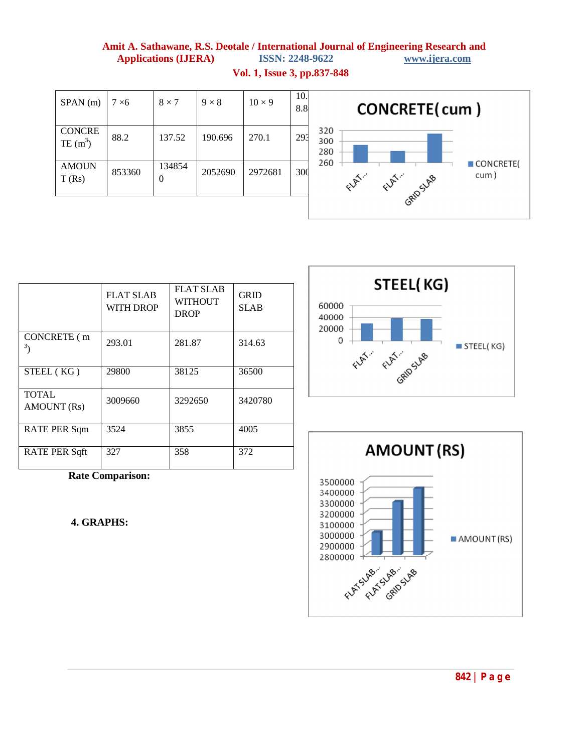| SPAN (m) | 7 ×6 | 8 × 7 | 9 × 8 | 10 × 9 | 10.<br>8.8 |
|---|---|---|---|---|---|
| CONCRETE ($m^3$) | 88.2 | 137.52 | 190.696 | 270.1 | 293 |
| AMOUNT (Rs) | 853360 | 1348540 | 2052690 | 2972681 | 300 |

| | FLAT SLAB WITH DROP | FLAT SLAB WITHOUT DROP | GRID SLAB |
|---|---|---|---|
| CONCRETE ( $m^3$) | 293.01 | 281.87 | 314.63 |
| STEEL ( KG ) | 29800 | 38125 | 36500 |
| TOTAL AMOUNT (Rs) | 3009660 | 3292650 | 3420780 |
| RATE PER Sqm | 3524 | 3855 | 4005 |
| RATE PER Sqft | 327 | 358 | 372 |

**Rate Comparison:**

**4. GRAPHS:**

**CONCRETE( cum )**

| | CONCRETE( cum ) |
|---|---|
| FLAT... | |
| FLAT... | |
| GRID SLAB | |

**STEEL( KG)**

| | STEEL( KG) |
|---|---|
| FLAT... | |
| FLAT... | |
| GRID SLAB | |

**AMOUNT (RS)**

| | AMOUNT (RS) |
|---|---|
| FLAT SLAB... | |
| FLAT SLAB... | |
| GRID SLAB | |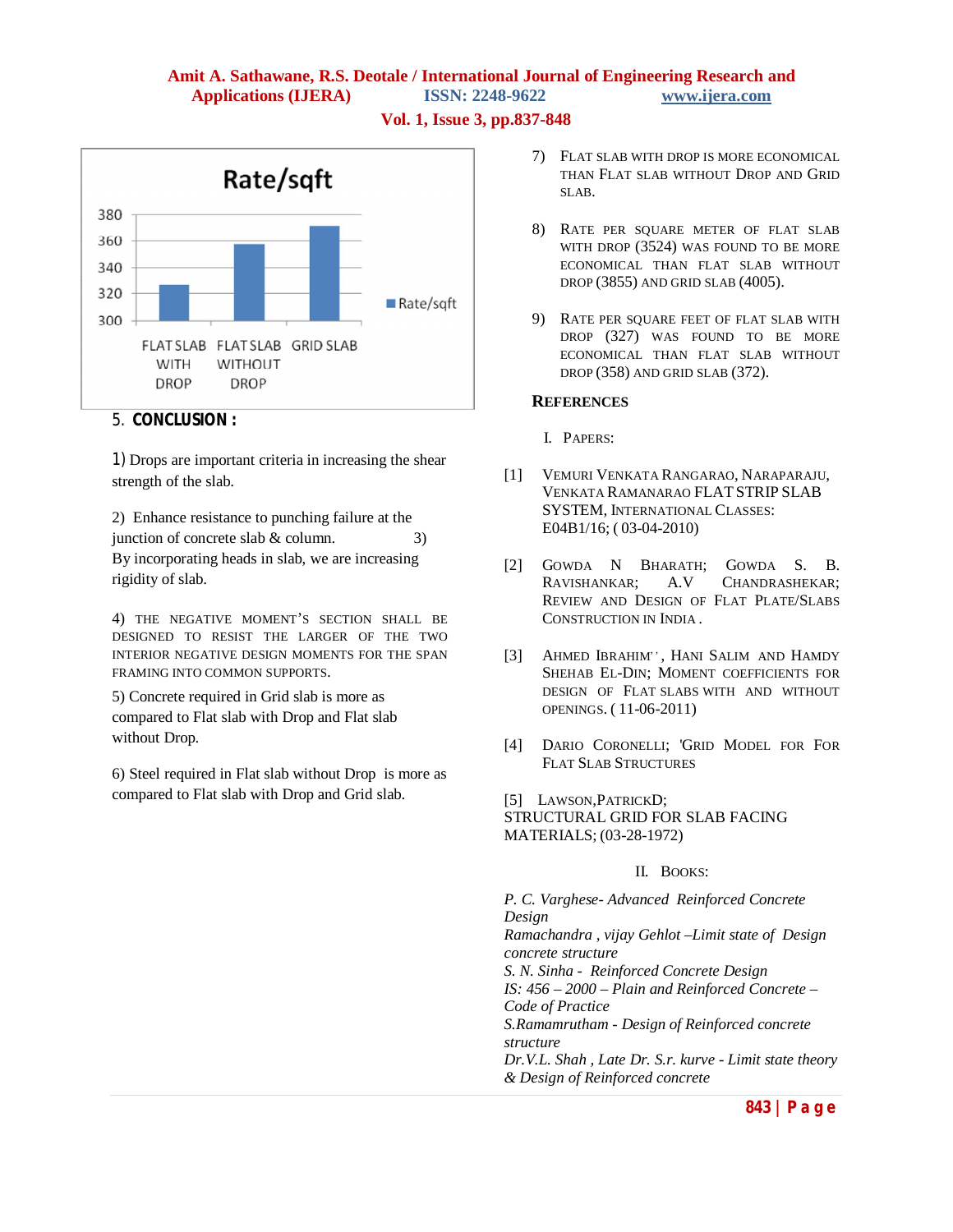## 5. CONCLUSION :

1) Drops are important criteria in increasing the shear strength of the slab.

2) Enhance resistance to punching failure at the junction of concrete slab & column. 3) By incorporating heads in slab, we are increasing rigidity of slab.

4) THE NEGATIVE MOMENT'S SECTION SHALL BE DESIGNED TO RESIST THE LARGER OF THE TWO INTERIOR NEGATIVE DESIGN MOMENTS FOR THE SPAN FRAMING INTO COMMON SUPPORTS.

5) Concrete required in Grid slab is more as compared to Flat slab with Drop and Flat slab without Drop.

6) Steel required in Flat slab without Drop is more as compared to Flat slab with Drop and Grid slab.

7) FLAT SLAB WITH DROP IS MORE ECONOMICAL THAN FLAT SLAB WITHOUT DROP AND GRID SLAB.

8) RATE PER SQUARE METER OF FLAT SLAB WITH DROP (3524) WAS FOUND TO BE MORE ECONOMICAL THAN FLAT SLAB WITHOUT DROP (3855) AND GRID SLAB (4005).

9) RATE PER SQUARE FEET OF FLAT SLAB WITH DROP (327) WAS FOUND TO BE MORE ECONOMICAL THAN FLAT SLAB WITHOUT DROP (358) AND GRID SLAB (372).

## REFERENCES

### I. PAPERS:

[1] VEMURI VENKATA RANGARAO, NARAPARAJU, VENKATA RAMANARAO FLAT STRIP SLAB SYSTEM, INTERNATIONAL CLASSES: E04B1/16; ( 03-04-2010)

[2] GOWDA N BHARATH; GOWDA S. B. RAVISHANKAR; A.V CHANDRASHEKAR; REVIEW AND DESIGN OF FLAT PLATE/SLABS CONSTRUCTION IN INDIA .

[3] AHMED IBRAHIM' ', HANI SALIM AND HAMDY SHEHAB EL-DIN; MOMENT COEFFICIENTS FOR DESIGN OF FLAT SLABS WITH AND WITHOUT OPENINGS. ( 11-06-2011)

[4] DARIO CORONELLI; 'GRID MODEL FOR FOR FLAT SLAB STRUCTURES

[5] LAWSON,PATRICKD; STRUCTURAL GRID FOR SLAB FACING MATERIALS; (03-28-1972)

### II. BOOKS:

*P. C. Varghese- Advanced Reinforced Concrete Design*
*Ramachandra , vijay Gehlot –Limit state of Design concrete structure*
*S. N. Sinha - Reinforced Concrete Design*
*IS: 456 – 2000 – Plain and Reinforced Concrete – Code of Practice*
*S.Ramamrutham - Design of Reinforced concrete structure*
*Dr.V.L. Shah , Late Dr. S.r. kurve - Limit state theory & Design of Reinforced concrete*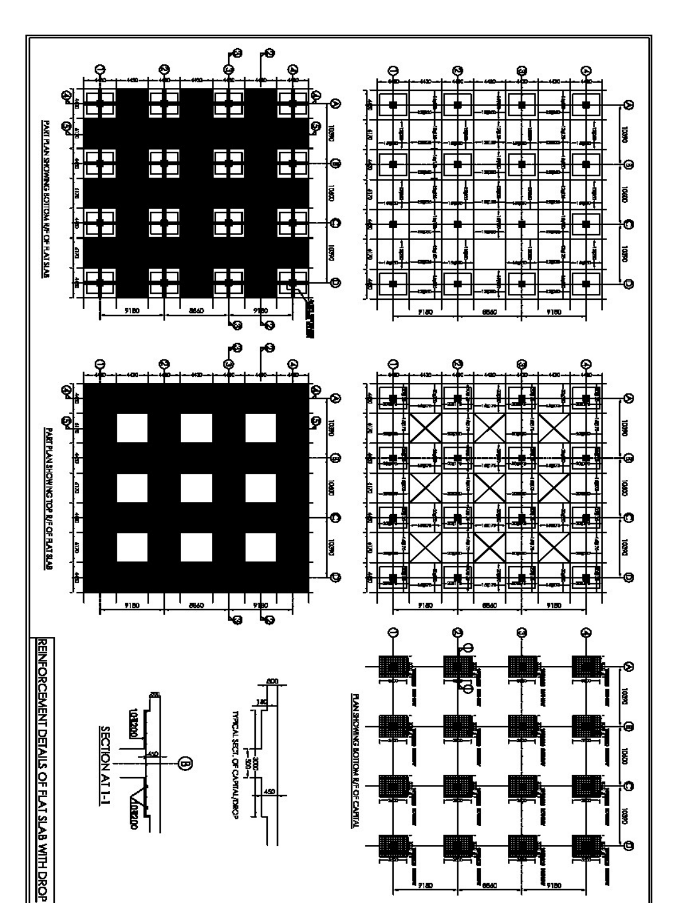# REINFORCEMENT DETAILS OF FLAT SLAB WITH DROP

PART PLAN SHOWING BOTTOM R/F OF FLAT SLAB

PART PLAN SHOWING TOP R/F OF FLAT SLAB

PLAN SHOWING BOTTOM R/F OF CAPITAL

TYPICAL SECT. OF CAPITAL/DROP

SECTION AT 1-1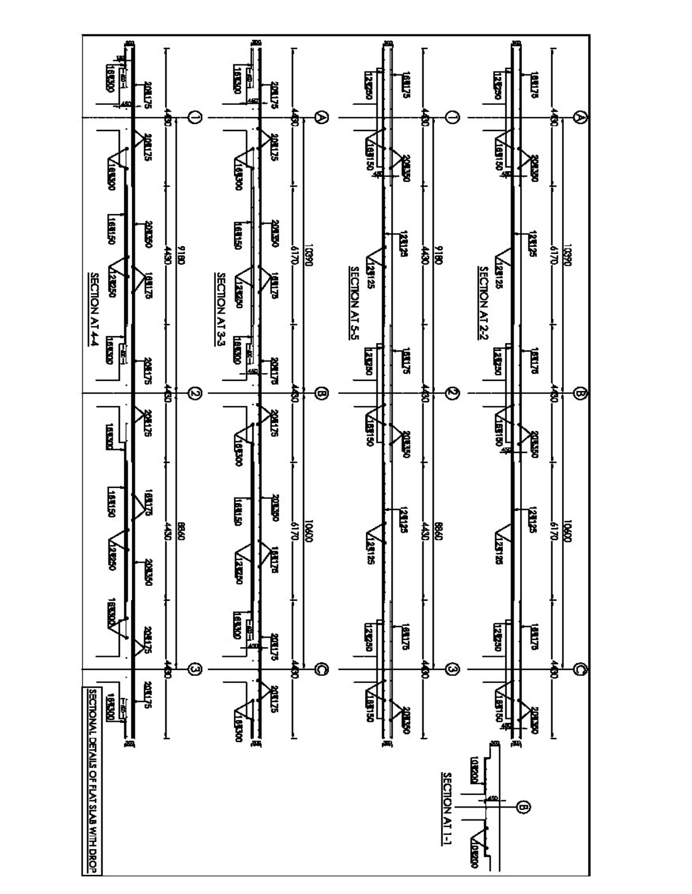## SECTION AT 1-1

(B)

10Ø200 — 450 — 10Ø200

## SECTION AT 2-2

(A) — (B) — (C)

4430 — 6170 — 4430 — 6170 — 4430

10390 — 10600

16Ø175, 12Ø250, 16Ø150, 20Ø350, 450, 12Ø125, 12Ø125

## SECTION AT 5-5

(1) — (2) — (3)

4430 — 4430 — 4430 — 4430 — 4430

9180 — 8860

16Ø175, 12Ø250, 16Ø150, 20Ø350, 450, 12Ø125, 12Ø125

## SECTION AT 3-3

(A) — (B) — (C)

4430 — 6170 — 4430 — 6170 — 4430

10390 — 10600

16Ø300, 20Ø175, 16Ø150, 20Ø350, 12Ø250, 16Ø175, 450

## SECTION AT 4-4

(1) — (2) — (3)

4430 — 4430 — 4430 — 4430 — 4430

9180 — 8860

16Ø300, 20Ø175, 16Ø150, 20Ø350, 12Ø250, 16Ø175, 450

SECTIONAL DETAILS OF FLAT SLAB WITH DROP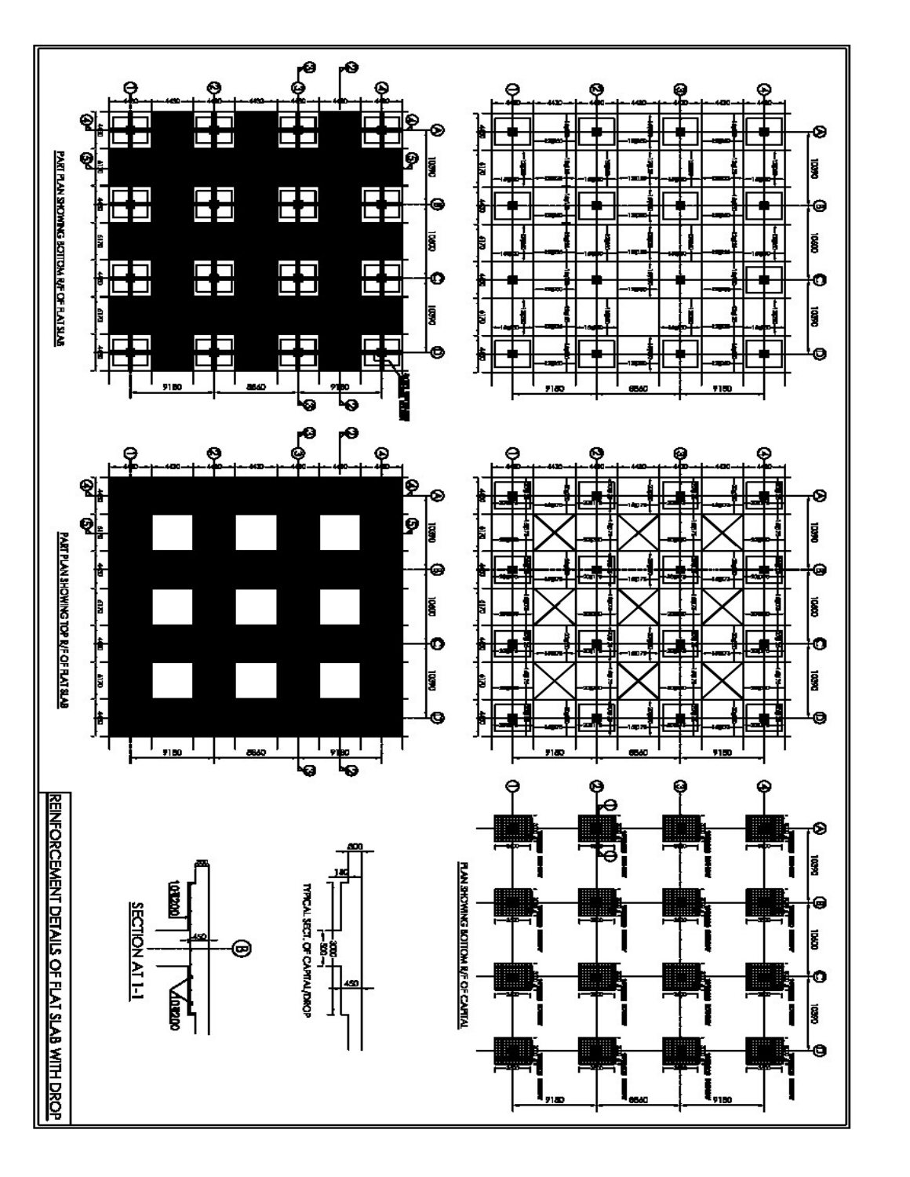# REINFORCEMENT DETAILS OF FLAT SLAB WITH DROP

PART PLAN SHOWING BOTTOM R/F OF FLAT SLAB

PART PLAN SHOWING TOP R/F OF FLAT SLAB

PLAN SHOWING BOTTOM R/F OF CAPITAL

TYPICAL SECT. OF CAPITAL/DROP

SECTION AT 1-1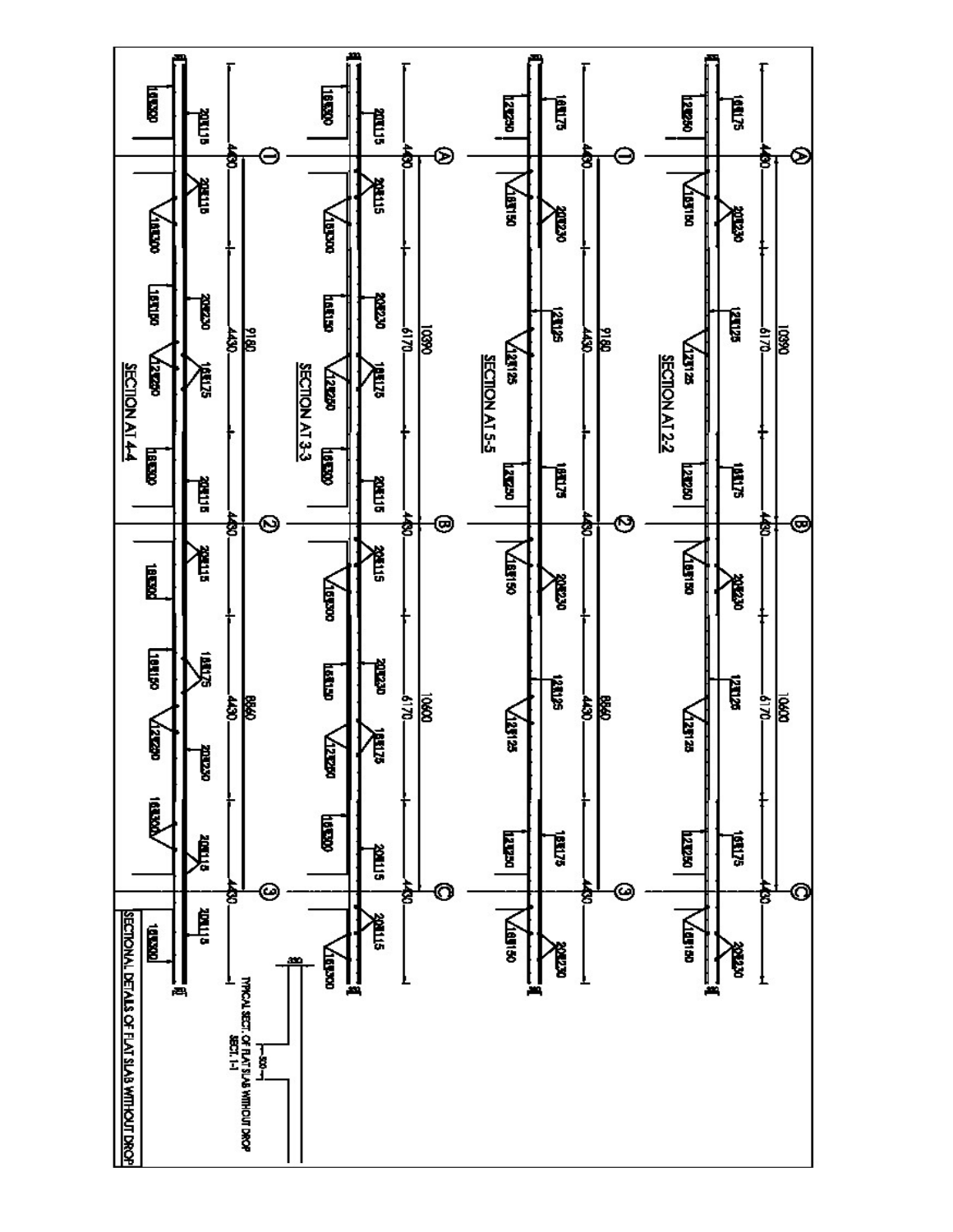SECTION AT 2-2

SECTION AT 5-5

SECTION AT 3-3

SECTION AT 4-4

TYPICAL SECT. OF FLAT SLAB WITHOUT DROP
SECT. 1-1

SECTIONAL DETAILS OF FLAT SLAB WITHOUT DROP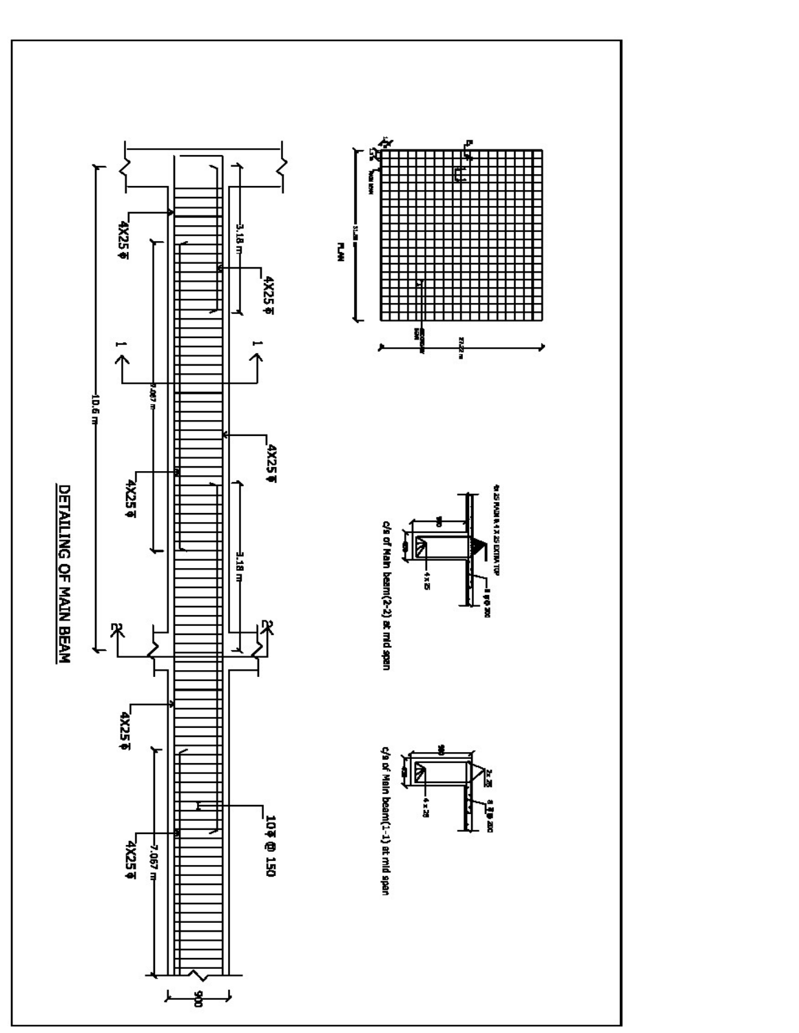DETAILING OF MAIN BEAM

10.6 m

4X25 Φ

3.18 m

4X25 Φ

1

1

7.067 m

4X25 Φ

4X25 Φ

3.18 m

2

2

4X25 Φ

10 Φ @ 150

4X25 Φ

7.067 m

900

PLAN

31.28 m

27.22 m

4x 25 MAIN & 4 X 25 EXTRA TOP

8 Φ @ 200

4 x 25

900

c/s of Main beam(2-2) at mid span

2x 25

8 Φ @ 200

4 x 25

900

c/s of Main beam(1-1) at mid span